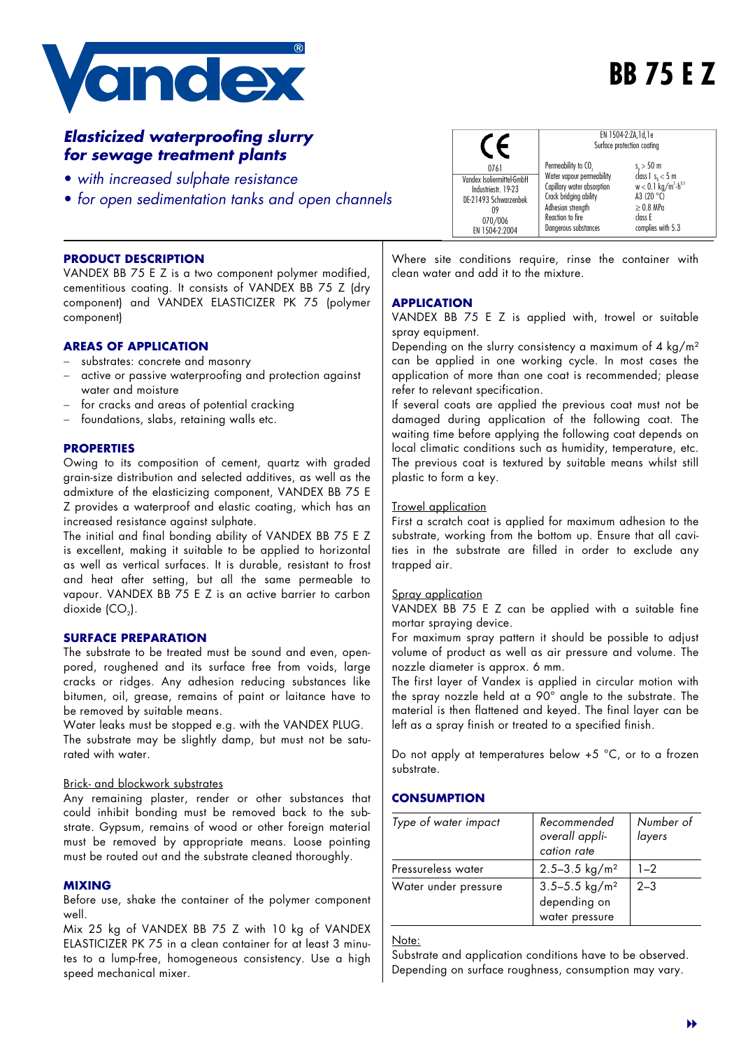# BB 75 E Z

**Vandex**

## *Elasticized waterproofing slurry for sewage treatment plants*

- *with increased sulphate resistance*
- *for open sedimentation tanks and open channels*

| CE | EN 1504-2:ZA,1d,1e | |
|---|---|---|
| 0761 | Surface protection coating | |
| Vandex Isoliermittel-GmbH<br>Industriestr. 19-23<br>DE-21493 Schwarzenbek<br>09<br>070/006<br>EN 1504-2:2004 | Permeability to $CO_2$<br>Water vapour permeability<br>Capillary water absorption<br>Crack bridging ability<br>Adhesion strength<br>Reaction to fire<br>Dangerous substances | $s_D > 50$ m<br>class I $s_D < 5$ m<br>$w < 0.1$ kg/m$^2$·h$^{0.5}$<br>A3 (20 °C)<br>≥ 0.8 MPa<br>class E<br>complies with 5.3 |

### PRODUCT DESCRIPTION

VANDEX BB 75 E Z is a two component polymer modified, cementitious coating. It consists of VANDEX BB 75 Z (dry component) and VANDEX ELASTICIZER PK 75 (polymer component)

### AREAS OF APPLICATION

- substrates: concrete and masonry
- active or passive waterproofing and protection against water and moisture
- for cracks and areas of potential cracking
- foundations, slabs, retaining walls etc.

### PROPERTIES

Owing to its composition of cement, quartz with graded grain-size distribution and selected additives, as well as the admixture of the elasticizing component, VANDEX BB 75 E Z provides a waterproof and elastic coating, which has an increased resistance against sulphate.

The initial and final bonding ability of VANDEX BB 75 E Z is excellent, making it suitable to be applied to horizontal as well as vertical surfaces. It is durable, resistant to frost and heat after setting, but all the same permeable to vapour. VANDEX BB 75 E Z is an active barrier to carbon dioxide ($CO_2$).

### SURFACE PREPARATION

The substrate to be treated must be sound and even, open-pored, roughened and its surface free from voids, large cracks or ridges. Any adhesion reducing substances like bitumen, oil, grease, remains of paint or laitance have to be removed by suitable means.

Water leaks must be stopped e.g. with the VANDEX PLUG.

The substrate may be slightly damp, but must not be saturated with water.

Brick- and blockwork substrates

Any remaining plaster, render or other substances that could inhibit bonding must be removed back to the substrate. Gypsum, remains of wood or other foreign material must be removed by appropriate means. Loose pointing must be routed out and the substrate cleaned thoroughly.

### MIXING

Before use, shake the container of the polymer component well.

Mix 25 kg of VANDEX BB 75 Z with 10 kg of VANDEX ELASTICIZER PK 75 in a clean container for at least 3 minutes to a lump-free, homogeneous consistency. Use a high speed mechanical mixer.

Where site conditions require, rinse the container with clean water and add it to the mixture.

### APPLICATION

VANDEX BB 75 E Z is applied with, trowel or suitable spray equipment.

Depending on the slurry consistency a maximum of 4 kg/m² can be applied in one working cycle. In most cases the application of more than one coat is recommended; please refer to relevant specification.

If several coats are applied the previous coat must not be damaged during application of the following coat. The waiting time before applying the following coat depends on local climatic conditions such as humidity, temperature, etc. The previous coat is textured by suitable means whilst still plastic to form a key.

Trowel application

First a scratch coat is applied for maximum adhesion to the substrate, working from the bottom up. Ensure that all cavities in the substrate are filled in order to exclude any trapped air.

Spray application

VANDEX BB 75 E Z can be applied with a suitable fine mortar spraying device.

For maximum spray pattern it should be possible to adjust volume of product as well as air pressure and volume. The nozzle diameter is approx. 6 mm.

The first layer of Vandex is applied in circular motion with the spray nozzle held at a 90° angle to the substrate. The material is then flattened and keyed. The final layer can be left as a spray finish or treated to a specified finish.

Do not apply at temperatures below +5 °C, or to a frozen substrate.

### CONSUMPTION

| *Type of water impact* | *Recommended overall application rate* | *Number of layers* |
|---|---|---|
| Pressureless water | 2.5–3.5 kg/m² | 1–2 |
| Water under pressure | 3.5–5.5 kg/m² depending on water pressure | 2–3 |

Note:

Substrate and application conditions have to be observed. Depending on surface roughness, consumption may vary.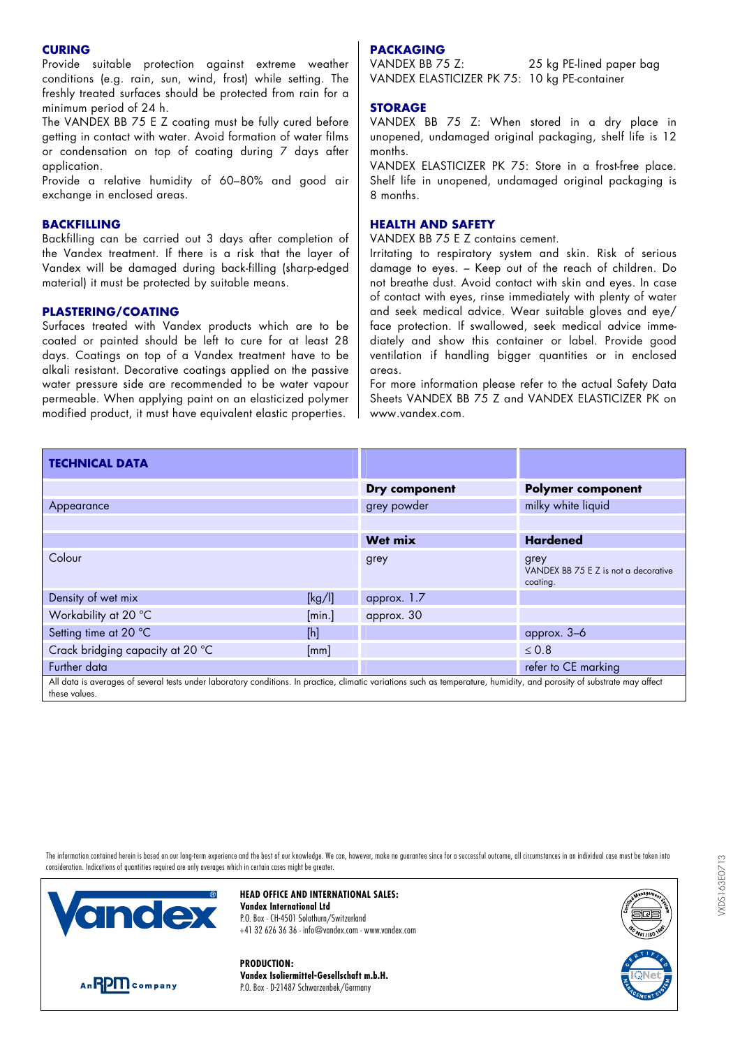## CURING

Provide suitable protection against extreme weather conditions (e.g. rain, sun, wind, frost) while setting. The freshly treated surfaces should be protected from rain for a minimum period of 24 h.

The VANDEX BB 75 E Z coating must be fully cured before getting in contact with water. Avoid formation of water films or condensation on top of coating during 7 days after application.

Provide a relative humidity of 60–80% and good air exchange in enclosed areas.

## BACKFILLING

Backfilling can be carried out 3 days after completion of the Vandex treatment. If there is a risk that the layer of Vandex will be damaged during back-filling (sharp-edged material) it must be protected by suitable means.

## PLASTERING/COATING

Surfaces treated with Vandex products which are to be coated or painted should be left to cure for at least 28 days. Coatings on top of a Vandex treatment have to be alkali resistant. Decorative coatings applied on the passive water pressure side are recommended to be water vapour permeable. When applying paint on an elasticized polymer modified product, it must have equivalent elastic properties.

## PACKAGING

VANDEX BB 75 Z: 25 kg PE-lined paper bag
VANDEX ELASTICIZER PK 75: 10 kg PE-container

## STORAGE

VANDEX BB 75 Z: When stored in a dry place in unopened, undamaged original packaging, shelf life is 12 months.

VANDEX ELASTICIZER PK 75: Store in a frost-free place. Shelf life in unopened, undamaged original packaging is 8 months.

## HEALTH AND SAFETY

VANDEX BB 75 E Z contains cement.

Irritating to respiratory system and skin. Risk of serious damage to eyes. – Keep out of the reach of children. Do not breathe dust. Avoid contact with skin and eyes. In case of contact with eyes, rinse immediately with plenty of water and seek medical advice. Wear suitable gloves and eye/face protection. If swallowed, seek medical advice immediately and show this container or label. Provide good ventilation if handling bigger quantities or in enclosed areas.

For more information please refer to the actual Safety Data Sheets VANDEX BB 75 Z and VANDEX ELASTICIZER PK on www.vandex.com.

| TECHNICAL DATA | | | |
|---|---|---|---|
| | | **Dry component** | **Polymer component** |
| Appearance | | grey powder | milky white liquid |
| | | | |
| | | **Wet mix** | **Hardened** |
| Colour | | grey | grey<br>VANDEX BB 75 E Z is not a decorative coating. |
| Density of wet mix | [kg/l] | approx. 1.7 | |
| Workability at 20 °C | [min.] | approx. 30 | |
| Setting time at 20 °C | [h] | | approx. 3–6 |
| Crack bridging capacity at 20 °C | [mm] | | ≤ 0.8 |
| Further data | | | refer to CE marking |

All data is averages of several tests under laboratory conditions. In practice, climatic variations such as temperature, humidity, and porosity of substrate may affect these values.

The information contained herein is based on our long-term experience and the best of our knowledge. We can, however, make no guarantee since for a successful outcome, all circumstances in an individual case must be taken into consideration. Indications of quantities required are only averages which in certain cases might be greater.

Vandex®

An RPM Company

**HEAD OFFICE AND INTERNATIONAL SALES:**
**Vandex International Ltd**
P.O. Box · CH-4501 Solothurn/Switzerland
+41 32 626 36 36 · info@vandex.com · www.vandex.com

**PRODUCTION:**
**Vandex Isoliermittel-Gesellschaft m.b.H.**
P.O. Box · D-21487 Schwarzenbek/Germany

VXDS163E0713